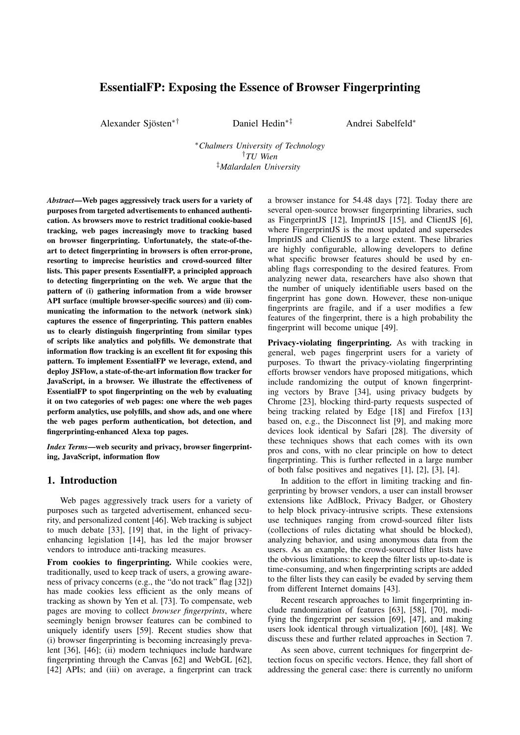# EssentialFP: Exposing the Essence of Browser Fingerprinting

Alexander Sjösten[*†] Daniel Hedin[*‡] Andrei Sabelfeld[*]

[*] *Chalmers University of Technology*
[†] *TU Wien*
[‡] *Mälardalen University*

***Abstract*—Web pages aggressively track users for a variety of purposes from targeted advertisements to enhanced authentication. As browsers move to restrict traditional cookie-based tracking, web pages increasingly move to tracking based on browser fingerprinting. Unfortunately, the state-of-the-art to detect fingerprinting in browsers is often error-prone, resorting to imprecise heuristics and crowd-sourced filter lists. This paper presents EssentialFP, a principled approach to detecting fingerprinting on the web. We argue that the pattern of (i) gathering information from a wide browser API surface (multiple browser-specific sources) and (ii) communicating the information to the network (network sink) captures the essence of fingerprinting. This pattern enables us to clearly distinguish fingerprinting from similar types of scripts like analytics and polyfills. We demonstrate that information flow tracking is an excellent fit for exposing this pattern. To implement EssentialFP we leverage, extend, and deploy JSFlow, a state-of-the-art information flow tracker for JavaScript, in a browser. We illustrate the effectiveness of EssentialFP to spot fingerprinting on the web by evaluating it on two categories of web pages: one where the web pages perform analytics, use polyfills, and show ads, and one where the web pages perform authentication, bot detection, and fingerprinting-enhanced Alexa top pages.**

***Index Terms*—web security and privacy, browser fingerprinting, JavaScript, information flow**

## 1. Introduction

Web pages aggressively track users for a variety of purposes such as targeted advertisement, enhanced security, and personalized content [46]. Web tracking is subject to much debate [33], [19] that, in the light of privacy-enhancing legislation [14], has led the major browser vendors to introduce anti-tracking measures.

**From cookies to fingerprinting.** While cookies were, traditionally, used to keep track of users, a growing awareness of privacy concerns (e.g., the "do not track" flag [32]) has made cookies less efficient as the only means of tracking as shown by Yen et al. [73]. To compensate, web pages are moving to collect *browser fingerprints*, where seemingly benign browser features can be combined to uniquely identify users [59]. Recent studies show that (i) browser fingerprinting is becoming increasingly prevalent [36], [46]; (ii) modern techniques include hardware fingerprinting through the Canvas [62] and WebGL [62], [42] APIs; and (iii) on average, a fingerprint can track a browser instance for 54.48 days [72]. Today there are several open-source browser fingerprinting libraries, such as FingerprintJS [12], ImprintJS [15], and ClientJS [6], where FingerprintJS is the most updated and supersedes ImprintJS and ClientJS to a large extent. These libraries are highly configurable, allowing developers to define what specific browser features should be used by enabling flags corresponding to the desired features. From analyzing newer data, researchers have also shown that the number of uniquely identifiable users based on the fingerprint has gone down. However, these non-unique fingerprints are fragile, and if a user modifies a few features of the fingerprint, there is a high probability the fingerprint will become unique [49].

**Privacy-violating fingerprinting.** As with tracking in general, web pages fingerprint users for a variety of purposes. To thwart the privacy-violating fingerprinting efforts browser vendors have proposed mitigations, which include randomizing the output of known fingerprinting vectors by Brave [34], using privacy budgets by Chrome [23], blocking third-party requests suspected of being tracking related by Edge [18] and Firefox [13] based on, e.g., the Disconnect list [9], and making more devices look identical by Safari [28]. The diversity of these techniques shows that each comes with its own pros and cons, with no clear principle on how to detect fingerprinting. This is further reflected in a large number of both false positives and negatives [1], [2], [3], [4].

In addition to the effort in limiting tracking and fingerprinting by browser vendors, a user can install browser extensions like AdBlock, Privacy Badger, or Ghostery to help block privacy-intrusive scripts. These extensions use techniques ranging from crowd-sourced filter lists (collections of rules dictating what should be blocked), analyzing behavior, and using anonymous data from the users. As an example, the crowd-sourced filter lists have the obvious limitations: to keep the filter lists up-to-date is time-consuming, and when fingerprinting scripts are added to the filter lists they can easily be evaded by serving them from different Internet domains [43].

Recent research approaches to limit fingerprinting include randomization of features [63], [58], [70], modifying the fingerprint per session [69], [47], and making users look identical through virtualization [60], [48]. We discuss these and further related approaches in Section 7.

As seen above, current techniques for fingerprint detection focus on specific vectors. Hence, they fall short of addressing the general case: there is currently no uniform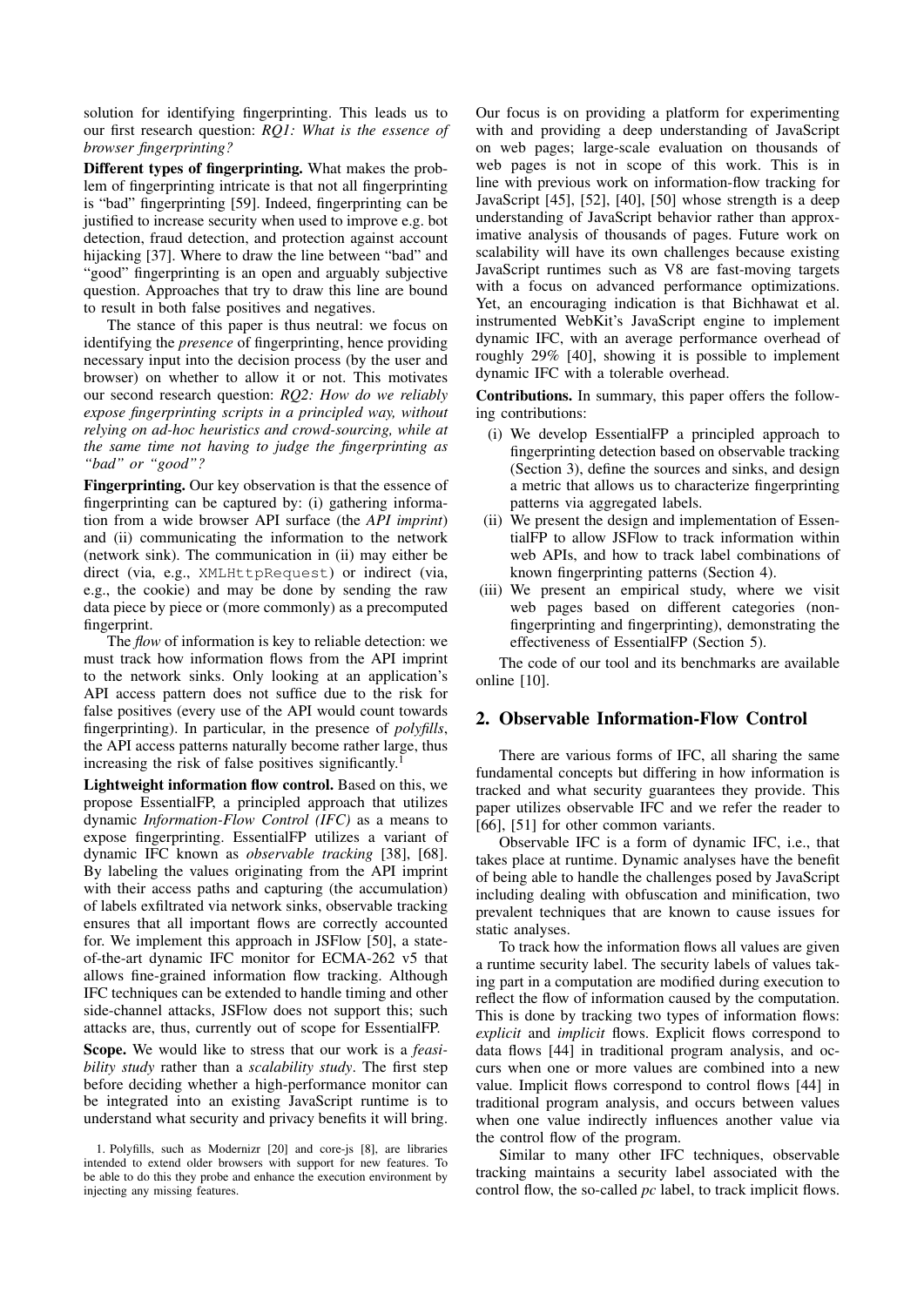solution for identifying fingerprinting. This leads us to our first research question: *RQ1: What is the essence of browser fingerprinting?*

**Different types of fingerprinting.** What makes the problem of fingerprinting intricate is that not all fingerprinting is "bad" fingerprinting [59]. Indeed, fingerprinting can be justified to increase security when used to improve e.g. bot detection, fraud detection, and protection against account hijacking [37]. Where to draw the line between "bad" and "good" fingerprinting is an open and arguably subjective question. Approaches that try to draw this line are bound to result in both false positives and negatives.

The stance of this paper is thus neutral: we focus on identifying the *presence* of fingerprinting, hence providing necessary input into the decision process (by the user and browser) on whether to allow it or not. This motivates our second research question: *RQ2: How do we reliably expose fingerprinting scripts in a principled way, without relying on ad-hoc heuristics and crowd-sourcing, while at the same time not having to judge the fingerprinting as "bad" or "good"?*

**Fingerprinting.** Our key observation is that the essence of fingerprinting can be captured by: (i) gathering information from a wide browser API surface (the *API imprint*) and (ii) communicating the information to the network (network sink). The communication in (ii) may either be direct (via, e.g., `XMLHttpRequest`) or indirect (via, e.g., the cookie) and may be done by sending the raw data piece by piece or (more commonly) as a precomputed fingerprint.

The *flow* of information is key to reliable detection: we must track how information flows from the API imprint to the network sinks. Only looking at an application's API access pattern does not suffice due to the risk for false positives (every use of the API would count towards fingerprinting). In particular, in the presence of *polyfills*, the API access patterns naturally become rather large, thus increasing the risk of false positives significantly.[1]

**Lightweight information flow control.** Based on this, we propose EssentialFP, a principled approach that utilizes dynamic *Information-Flow Control (IFC)* as a means to expose fingerprinting. EssentialFP utilizes a variant of dynamic IFC known as *observable tracking* [38], [68]. By labeling the values originating from the API imprint with their access paths and capturing (the accumulation) of labels exfiltrated via network sinks, observable tracking ensures that all important flows are correctly accounted for. We implement this approach in JSFlow [50], a state-of-the-art dynamic IFC monitor for ECMA-262 v5 that allows fine-grained information flow tracking. Although IFC techniques can be extended to handle timing and other side-channel attacks, JSFlow does not support this; such attacks are, thus, currently out of scope for EssentialFP.

**Scope.** We would like to stress that our work is a *feasibility study* rather than a *scalability study*. The first step before deciding whether a high-performance monitor can be integrated into an existing JavaScript runtime is to understand what security and privacy benefits it will bring. Our focus is on providing a platform for experimenting with and providing a deep understanding of JavaScript on web pages; large-scale evaluation on thousands of web pages is not in scope of this work. This is in line with previous work on information-flow tracking for JavaScript [45], [52], [40], [50] whose strength is a deep understanding of JavaScript behavior rather than approximative analysis of thousands of pages. Future work on scalability will have its own challenges because existing JavaScript runtimes such as V8 are fast-moving targets with a focus on advanced performance optimizations. Yet, an encouraging indication is that Bichhawat et al. instrumented WebKit's JavaScript engine to implement dynamic IFC, with an average performance overhead of roughly 29% [40], showing it is possible to implement dynamic IFC with a tolerable overhead.

**Contributions.** In summary, this paper offers the following contributions:

- (i) We develop EssentialFP a principled approach to fingerprinting detection based on observable tracking (Section 3), define the sources and sinks, and design a metric that allows us to characterize fingerprinting patterns via aggregated labels.
- (ii) We present the design and implementation of EssentialFP to allow JSFlow to track information within web APIs, and how to track label combinations of known fingerprinting patterns (Section 4).
- (iii) We present an empirical study, where we visit web pages based on different categories (non-fingerprinting and fingerprinting), demonstrating the effectiveness of EssentialFP (Section 5).

The code of our tool and its benchmarks are available online [10].

## 2. Observable Information-Flow Control

There are various forms of IFC, all sharing the same fundamental concepts but differing in how information is tracked and what security guarantees they provide. This paper utilizes observable IFC and we refer the reader to [66], [51] for other common variants.

Observable IFC is a form of dynamic IFC, i.e., that takes place at runtime. Dynamic analyses have the benefit of being able to handle the challenges posed by JavaScript including dealing with obfuscation and minification, two prevalent techniques that are known to cause issues for static analyses.

To track how the information flows all values are given a runtime security label. The security labels of values taking part in a computation are modified during execution to reflect the flow of information caused by the computation. This is done by tracking two types of information flows: *explicit* and *implicit* flows. Explicit flows correspond to data flows [44] in traditional program analysis, and occurs when one or more values are combined into a new value. Implicit flows correspond to control flows [44] in traditional program analysis, and occurs between values when one value indirectly influences another value via the control flow of the program.

Similar to many other IFC techniques, observable tracking maintains a security label associated with the control flow, the so-called *pc* label, to track implicit flows.

1. Polyfills, such as Modernizr [20] and core-js [8], are libraries intended to extend older browsers with support for new features. To be able to do this they probe and enhance the execution environment by injecting any missing features.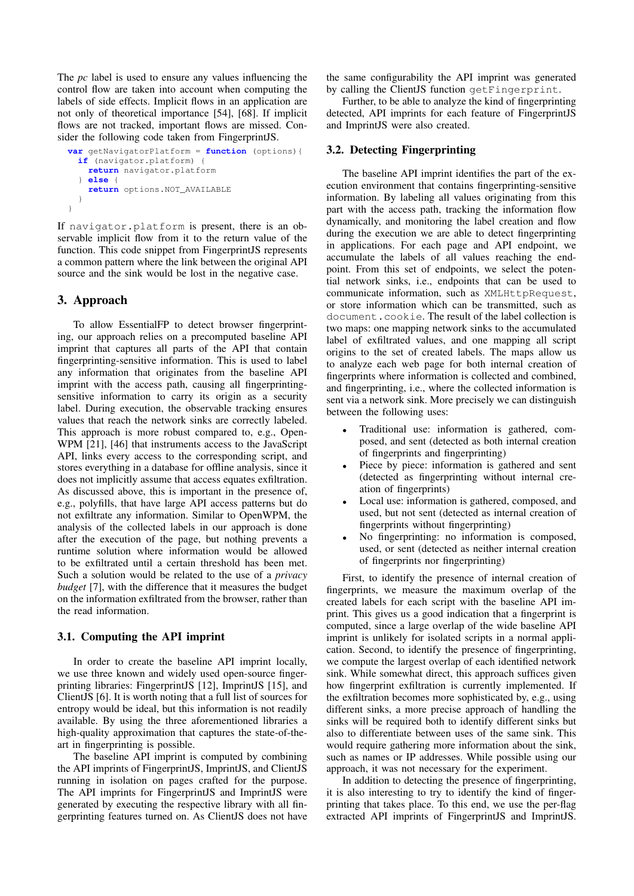The *pc* label is used to ensure any values influencing the control flow are taken into account when computing the labels of side effects. Implicit flows in an application are not only of theoretical importance [54], [68]. If implicit flows are not tracked, important flows are missed. Consider the following code taken from FingerprintJS.

```
var getNavigatorPlatform = function (options){
  if (navigator.platform) {
    return navigator.platform
  } else {
    return options.NOT_AVAILABLE
  }
}
```

If `navigator.platform` is present, there is an observable implicit flow from it to the return value of the function. This code snippet from FingerprintJS represents a common pattern where the link between the original API source and the sink would be lost in the negative case.

## 3. Approach

To allow EssentialFP to detect browser fingerprinting, our approach relies on a precomputed baseline API imprint that captures all parts of the API that contain fingerprinting-sensitive information. This is used to label any information that originates from the baseline API imprint with the access path, causing all fingerprinting-sensitive information to carry its origin as a security label. During execution, the observable tracking ensures values that reach the network sinks are correctly labeled. This approach is more robust compared to, e.g., OpenWPM [21], [46] that instruments access to the JavaScript API, links every access to the corresponding script, and stores everything in a database for offline analysis, since it does not implicitly assume that access equates exfiltration. As discussed above, this is important in the presence of, e.g., polyfills, that have large API access patterns but do not exfiltrate any information. Similar to OpenWPM, the analysis of the collected labels in our approach is done after the execution of the page, but nothing prevents a runtime solution where information would be allowed to be exfiltrated until a certain threshold has been met. Such a solution would be related to the use of a *privacy budget* [7], with the difference that it measures the budget on the information exfiltrated from the browser, rather than the read information.

### 3.1. Computing the API imprint

In order to create the baseline API imprint locally, we use three known and widely used open-source fingerprinting libraries: FingerprintJS [12], ImprintJS [15], and ClientJS [6]. It is worth noting that a full list of sources for entropy would be ideal, but this information is not readily available. By using the three aforementioned libraries a high-quality approximation that captures the state-of-the-art in fingerprinting is possible.

The baseline API imprint is computed by combining the API imprints of FingerprintJS, ImprintJS, and ClientJS running in isolation on pages crafted for the purpose. The API imprints for FingerprintJS and ImprintJS were generated by executing the respective library with all fingerprinting features turned on. As ClientJS does not have the same configurability the API imprint was generated by calling the ClientJS function `getFingerprint`.

Further, to be able to analyze the kind of fingerprinting detected, API imprints for each feature of FingerprintJS and ImprintJS were also created.

### 3.2. Detecting Fingerprinting

The baseline API imprint identifies the part of the execution environment that contains fingerprinting-sensitive information. By labeling all values originating from this part with the access path, tracking the information flow dynamically, and monitoring the label creation and flow during the execution we are able to detect fingerprinting in applications. For each page and API endpoint, we accumulate the labels of all values reaching the endpoint. From this set of endpoints, we select the potential network sinks, i.e., endpoints that can be used to communicate information, such as `XMLHttpRequest`, or store information which can be transmitted, such as `document.cookie`. The result of the label collection is two maps: one mapping network sinks to the accumulated label of exfiltrated values, and one mapping all script origins to the set of created labels. The maps allow us to analyze each web page for both internal creation of fingerprints where information is collected and combined, and fingerprinting, i.e., where the collected information is sent via a network sink. More precisely we can distinguish between the following uses:

- Traditional use: information is gathered, composed, and sent (detected as both internal creation of fingerprints and fingerprinting)
- Piece by piece: information is gathered and sent (detected as fingerprinting without internal creation of fingerprints)
- Local use: information is gathered, composed, and used, but not sent (detected as internal creation of fingerprints without fingerprinting)
- No fingerprinting: no information is composed, used, or sent (detected as neither internal creation of fingerprints nor fingerprinting)

First, to identify the presence of internal creation of fingerprints, we measure the maximum overlap of the created labels for each script with the baseline API imprint. This gives us a good indication that a fingerprint is computed, since a large overlap of the wide baseline API imprint is unlikely for isolated scripts in a normal application. Second, to identify the presence of fingerprinting, we compute the largest overlap of each identified network sink. While somewhat direct, this approach suffices given how fingerprint exfiltration is currently implemented. If the exfiltration becomes more sophisticated by, e.g., using different sinks, a more precise approach of handling the sinks will be required both to identify different sinks but also to differentiate between uses of the same sink. This would require gathering more information about the sink, such as names or IP addresses. While possible using our approach, it was not necessary for the experiment.

In addition to detecting the presence of fingerprinting, it is also interesting to try to identify the kind of fingerprinting that takes place. To this end, we use the per-flag extracted API imprints of FingerprintJS and ImprintJS.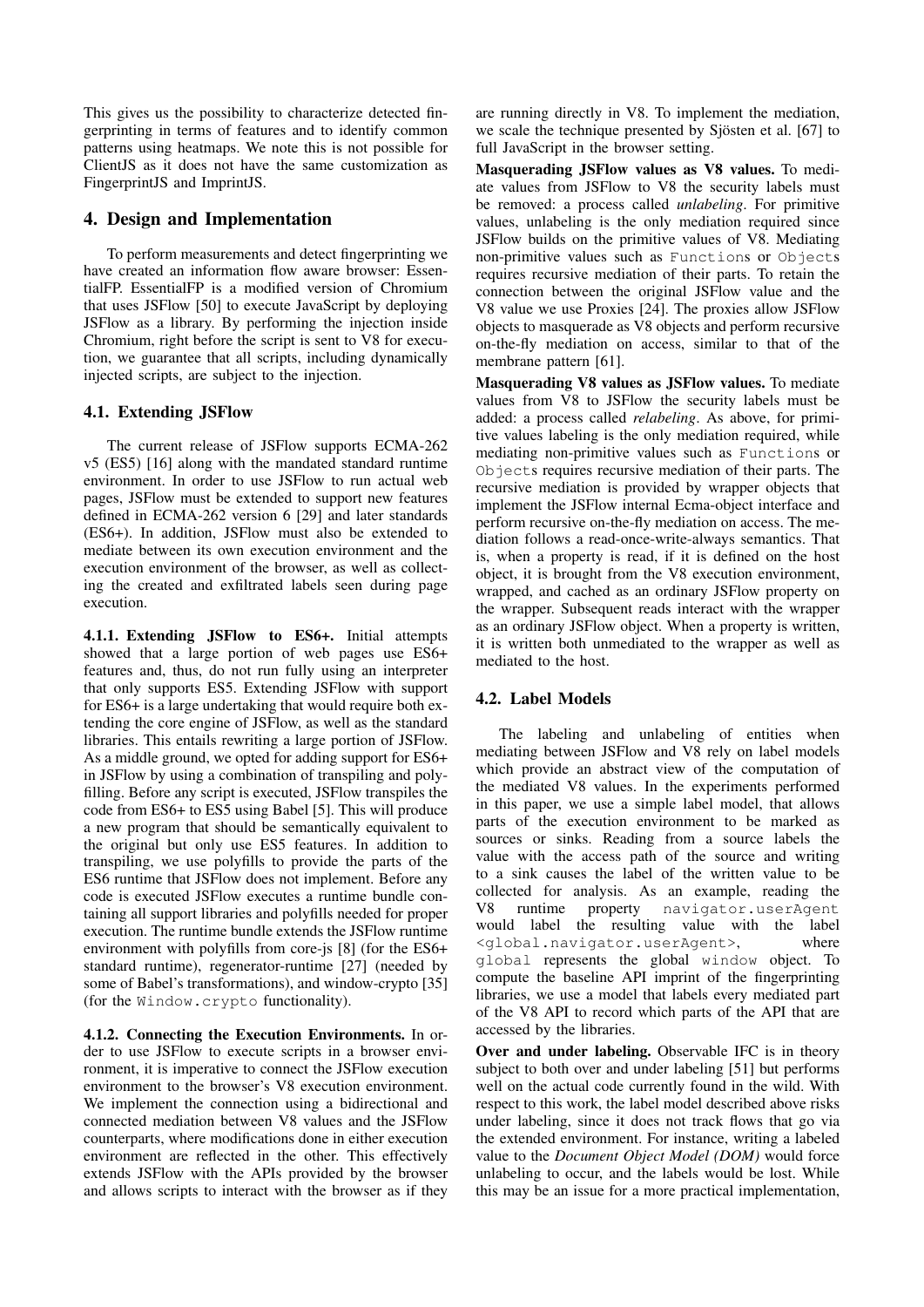This gives us the possibility to characterize detected fingerprinting in terms of features and to identify common patterns using heatmaps. We note this is not possible for ClientJS as it does not have the same customization as FingerprintJS and ImprintJS.

## 4. Design and Implementation

To perform measurements and detect fingerprinting we have created an information flow aware browser: EssentialFP. EssentialFP is a modified version of Chromium that uses JSFlow [50] to execute JavaScript by deploying JSFlow as a library. By performing the injection inside Chromium, right before the script is sent to V8 for execution, we guarantee that all scripts, including dynamically injected scripts, are subject to the injection.

### 4.1. Extending JSFlow

The current release of JSFlow supports ECMA-262 v5 (ES5) [16] along with the mandated standard runtime environment. In order to use JSFlow to run actual web pages, JSFlow must be extended to support new features defined in ECMA-262 version 6 [29] and later standards (ES6+). In addition, JSFlow must also be extended to mediate between its own execution environment and the execution environment of the browser, as well as collecting the created and exfiltrated labels seen during page execution.

**4.1.1. Extending JSFlow to ES6+.** Initial attempts showed that a large portion of web pages use ES6+ features and, thus, do not run fully using an interpreter that only supports ES5. Extending JSFlow with support for ES6+ is a large undertaking that would require both extending the core engine of JSFlow, as well as the standard libraries. This entails rewriting a large portion of JSFlow. As a middle ground, we opted for adding support for ES6+ in JSFlow by using a combination of transpiling and polyfilling. Before any script is executed, JSFlow transpiles the code from ES6+ to ES5 using Babel [5]. This will produce a new program that should be semantically equivalent to the original but only use ES5 features. In addition to transpiling, we use polyfills to provide the parts of the ES6 runtime that JSFlow does not implement. Before any code is executed JSFlow executes a runtime bundle containing all support libraries and polyfills needed for proper execution. The runtime bundle extends the JSFlow runtime environment with polyfills from core-js [8] (for the ES6+ standard runtime), regenerator-runtime [27] (needed by some of Babel's transformations), and window-crypto [35] (for the `Window.crypto` functionality).

**4.1.2. Connecting the Execution Environments.** In order to use JSFlow to execute scripts in a browser environment, it is imperative to connect the JSFlow execution environment to the browser's V8 execution environment. We implement the connection using a bidirectional and connected mediation between V8 values and the JSFlow counterparts, where modifications done in either execution environment are reflected in the other. This effectively extends JSFlow with the APIs provided by the browser and allows scripts to interact with the browser as if they are running directly in V8. To implement the mediation, we scale the technique presented by Sjösten et al. [67] to full JavaScript in the browser setting.

**Masquerading JSFlow values as V8 values.** To mediate values from JSFlow to V8 the security labels must be removed: a process called *unlabeling*. For primitive values, unlabeling is the only mediation required since JSFlow builds on the primitive values of V8. Mediating non-primitive values such as `Function`s or `Object`s requires recursive mediation of their parts. To retain the connection between the original JSFlow value and the V8 value we use Proxies [24]. The proxies allow JSFlow objects to masquerade as V8 objects and perform recursive on-the-fly mediation on access, similar to that of the membrane pattern [61].

**Masquerading V8 values as JSFlow values.** To mediate values from V8 to JSFlow the security labels must be added: a process called *relabeling*. As above, for primitive values labeling is the only mediation required, while mediating non-primitive values such as `Function`s or `Object`s requires recursive mediation of their parts. The recursive mediation is provided by wrapper objects that implement the JSFlow internal Ecma-object interface and perform recursive on-the-fly mediation on access. The mediation follows a read-once-write-always semantics. That is, when a property is read, if it is defined on the host object, it is brought from the V8 execution environment, wrapped, and cached as an ordinary JSFlow property on the wrapper. Subsequent reads interact with the wrapper as an ordinary JSFlow object. When a property is written, it is written both unmediated to the wrapper as well as mediated to the host.

### 4.2. Label Models

The labeling and unlabeling of entities when mediating between JSFlow and V8 rely on label models which provide an abstract view of the computation of the mediated V8 values. In the experiments performed in this paper, we use a simple label model, that allows parts of the execution environment to be marked as sources or sinks. Reading from a source labels the value with the access path of the source and writing to a sink causes the label of the written value to be collected for analysis. As an example, reading the V8 runtime property `navigator.userAgent` would label the resulting value with the label `<global.navigator.userAgent>`, where `global` represents the global `window` object. To compute the baseline API imprint of the fingerprinting libraries, we use a model that labels every mediated part of the V8 API to record which parts of the API that are accessed by the libraries.

**Over and under labeling.** Observable IFC is in theory subject to both over and under labeling [51] but performs well on the actual code currently found in the wild. With respect to this work, the label model described above risks under labeling, since it does not track flows that go via the extended environment. For instance, writing a labeled value to the *Document Object Model (DOM)* would force unlabeling to occur, and the labels would be lost. While this may be an issue for a more practical implementation,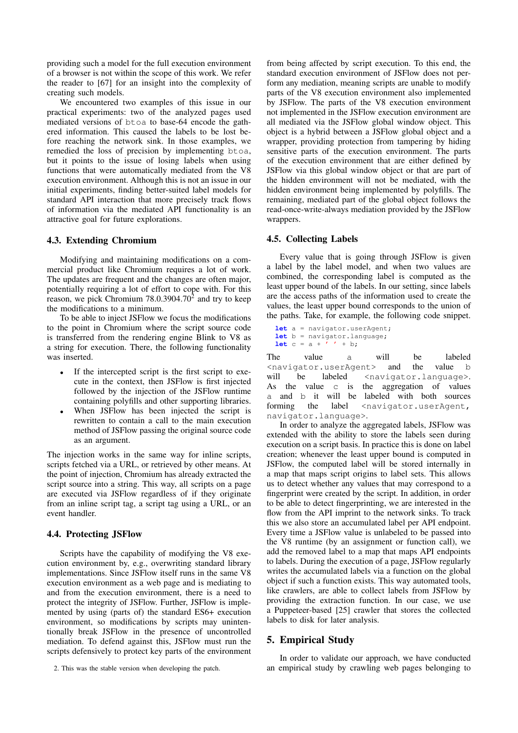providing such a model for the full execution environment of a browser is not within the scope of this work. We refer the reader to [67] for an insight into the complexity of creating such models.

We encountered two examples of this issue in our practical experiments: two of the analyzed pages used mediated versions of `btoa` to base-64 encode the gathered information. This caused the labels to be lost before reaching the network sink. In those examples, we remedied the loss of precision by implementing `btoa`, but it points to the issue of losing labels when using functions that were automatically mediated from the V8 execution environment. Although this is not an issue in our initial experiments, finding better-suited label models for standard API interaction that more precisely track flows of information via the mediated API functionality is an attractive goal for future explorations.

### 4.3. Extending Chromium

Modifying and maintaining modifications on a commercial product like Chromium requires a lot of work. The updates are frequent and the changes are often major, potentially requiring a lot of effort to cope with. For this reason, we pick Chromium 78.0.3904.70[2] and try to keep the modifications to a minimum.

To be able to inject JSFlow we focus the modifications to the point in Chromium where the script source code is transferred from the rendering engine Blink to V8 as a string for execution. There, the following functionality was inserted.

- If the intercepted script is the first script to execute in the context, then JSFlow is first injected followed by the injection of the JSFlow runtime containing polyfills and other supporting libraries.
- When JSFlow has been injected the script is rewritten to contain a call to the main execution method of JSFlow passing the original source code as an argument.

The injection works in the same way for inline scripts, scripts fetched via a URL, or retrieved by other means. At the point of injection, Chromium has already extracted the script source into a string. This way, all scripts on a page are executed via JSFlow regardless of if they originate from an inline script tag, a script tag using a URL, or an event handler.

### 4.4. Protecting JSFlow

Scripts have the capability of modifying the V8 execution environment by, e.g., overwriting standard library implementations. Since JSFlow itself runs in the same V8 execution environment as a web page and is mediating to and from the execution environment, there is a need to protect the integrity of JSFlow. Further, JSFlow is implemented by using (parts of) the standard ES6+ execution environment, so modifications by scripts may unintentionally break JSFlow in the presence of uncontrolled mediation. To defend against this, JSFlow must run the scripts defensively to protect key parts of the environment from being affected by script execution. To this end, the standard execution environment of JSFlow does not perform any mediation, meaning scripts are unable to modify parts of the V8 execution environment also implemented by JSFlow. The parts of the V8 execution environment not implemented in the JSFlow execution environment are all mediated via the JSFlow global window object. This object is a hybrid between a JSFlow global object and a wrapper, providing protection from tampering by hiding sensitive parts of the execution environment. The parts of the execution environment that are either defined by JSFlow via this global window object or that are part of the hidden environment will not be mediated, with the hidden environment being implemented by polyfills. The remaining, mediated part of the global object follows the read-once-write-always mediation provided by the JSFlow wrappers.

### 4.5. Collecting Labels

Every value that is going through JSFlow is given a label by the label model, and when two values are combined, the corresponding label is computed as the least upper bound of the labels. In our setting, since labels are the access paths of the information used to create the values, the least upper bound corresponds to the union of the paths. Take, for example, the following code snippet.

```
let a = navigator.userAgent;
let b = navigator.language;
let c = a + ' ' + b;
```

The value `a` will be labeled `<navigator.userAgent>` and the value `b` will be labeled `<navigator.language>`. As the value `c` is the aggregation of values `a` and `b` it will be labeled with both sources forming the label `<navigator.userAgent, navigator.language>`.

In order to analyze the aggregated labels, JSFlow was extended with the ability to store the labels seen during execution on a script basis. In practice this is done on label creation; whenever the least upper bound is computed in JSFlow, the computed label will be stored internally in a map that maps script origins to label sets. This allows us to detect whether any values that may correspond to a fingerprint were created by the script. In addition, in order to be able to detect fingerprinting, we are interested in the flow from the API imprint to the network sinks. To track this we also store an accumulated label per API endpoint. Every time a JSFlow value is unlabeled to be passed into the V8 runtime (by an assignment or function call), we add the removed label to a map that maps API endpoints to labels. During the execution of a page, JSFlow regularly writes the accumulated labels via a function on the global object if such a function exists. This way automated tools, like crawlers, are able to collect labels from JSFlow by providing the extraction function. In our case, we use a Puppeteer-based [25] crawler that stores the collected labels to disk for later analysis.

## 5. Empirical Study

In order to validate our approach, we have conducted an empirical study by crawling web pages belonging to

2. This was the stable version when developing the patch.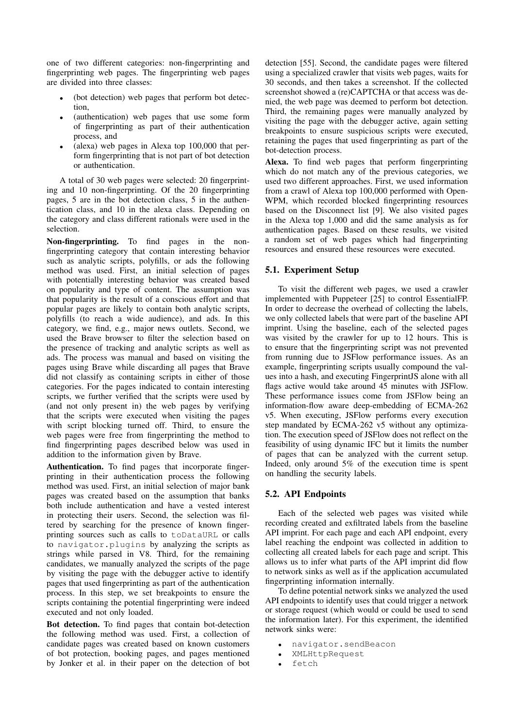one of two different categories: non-fingerprinting and fingerprinting web pages. The fingerprinting web pages are divided into three classes:

- (bot detection) web pages that perform bot detection,
- (authentication) web pages that use some form of fingerprinting as part of their authentication process, and
- (alexa) web pages in Alexa top 100,000 that perform fingerprinting that is not part of bot detection or authentication.

A total of 30 web pages were selected: 20 fingerprinting and 10 non-fingerprinting. Of the 20 fingerprinting pages, 5 are in the bot detection class, 5 in the authentication class, and 10 in the alexa class. Depending on the category and class different rationals were used in the selection.

**Non-fingerprinting.** To find pages in the non-fingerprinting category that contain interesting behavior such as analytic scripts, polyfills, or ads the following method was used. First, an initial selection of pages with potentially interesting behavior was created based on popularity and type of content. The assumption was that popularity is the result of a conscious effort and that popular pages are likely to contain both analytic scripts, polyfills (to reach a wide audience), and ads. In this category, we find, e.g., major news outlets. Second, we used the Brave browser to filter the selection based on the presence of tracking and analytic scripts as well as ads. The process was manual and based on visiting the pages using Brave while discarding all pages that Brave did not classify as containing scripts in either of those categories. For the pages indicated to contain interesting scripts, we further verified that the scripts were used by (and not only present in) the web pages by verifying that the scripts were executed when visiting the pages with script blocking turned off. Third, to ensure the web pages were free from fingerprinting the method to find fingerprinting pages described below was used in addition to the information given by Brave.

**Authentication.** To find pages that incorporate fingerprinting in their authentication process the following method was used. First, an initial selection of major bank pages was created based on the assumption that banks both include authentication and have a vested interest in protecting their users. Second, the selection was filtered by searching for the presence of known fingerprinting sources such as calls to `toDataURL` or calls to `navigator.plugins` by analyzing the scripts as strings while parsed in V8. Third, for the remaining candidates, we manually analyzed the scripts of the page by visiting the page with the debugger active to identify pages that used fingerprinting as part of the authentication process. In this step, we set breakpoints to ensure the scripts containing the potential fingerprinting were indeed executed and not only loaded.

**Bot detection.** To find pages that contain bot-detection the following method was used. First, a collection of candidate pages was created based on known customers of bot protection, booking pages, and pages mentioned by Jonker et al. in their paper on the detection of bot detection [55]. Second, the candidate pages were filtered using a specialized crawler that visits web pages, waits for 30 seconds, and then takes a screenshot. If the collected screenshot showed a (re)CAPTCHA or that access was denied, the web page was deemed to perform bot detection. Third, the remaining pages were manually analyzed by visiting the page with the debugger active, again setting breakpoints to ensure suspicious scripts were executed, retaining the pages that used fingerprinting as part of the bot-detection process.

**Alexa.** To find web pages that perform fingerprinting which do not match any of the previous categories, we used two different approaches. First, we used information from a crawl of Alexa top 100,000 performed with OpenWPM, which recorded blocked fingerprinting resources based on the Disconnect list [9]. We also visited pages in the Alexa top 1,000 and did the same analysis as for authentication pages. Based on these results, we visited a random set of web pages which had fingerprinting resources and ensured these resources were executed.

### 5.1. Experiment Setup

To visit the different web pages, we used a crawler implemented with Puppeteer [25] to control EssentialFP. In order to decrease the overhead of collecting the labels, we only collected labels that were part of the baseline API imprint. Using the baseline, each of the selected pages was visited by the crawler for up to 12 hours. This is to ensure that the fingerprinting script was not prevented from running due to JSFlow performance issues. As an example, fingerprinting scripts usually compound the values into a hash, and executing FingerprintJS alone with all flags active would take around 45 minutes with JSFlow. These performance issues come from JSFlow being an information-flow aware deep-embedding of ECMA-262 v5. When executing, JSFlow performs every execution step mandated by ECMA-262 v5 without any optimization. The execution speed of JSFlow does not reflect on the feasibility of using dynamic IFC but it limits the number of pages that can be analyzed with the current setup. Indeed, only around 5% of the execution time is spent on handling the security labels.

### 5.2. API Endpoints

Each of the selected web pages was visited while recording created and exfiltrated labels from the baseline API imprint. For each page and each API endpoint, every label reaching the endpoint was collected in addition to collecting all created labels for each page and script. This allows us to infer what parts of the API imprint did flow to network sinks as well as if the application accumulated fingerprinting information internally.

To define potential network sinks we analyzed the used API endpoints to identify uses that could trigger a network or storage request (which would or could be used to send the information later). For this experiment, the identified network sinks were:

- `navigator.sendBeacon`
- `XMLHttpRequest`
- `fetch`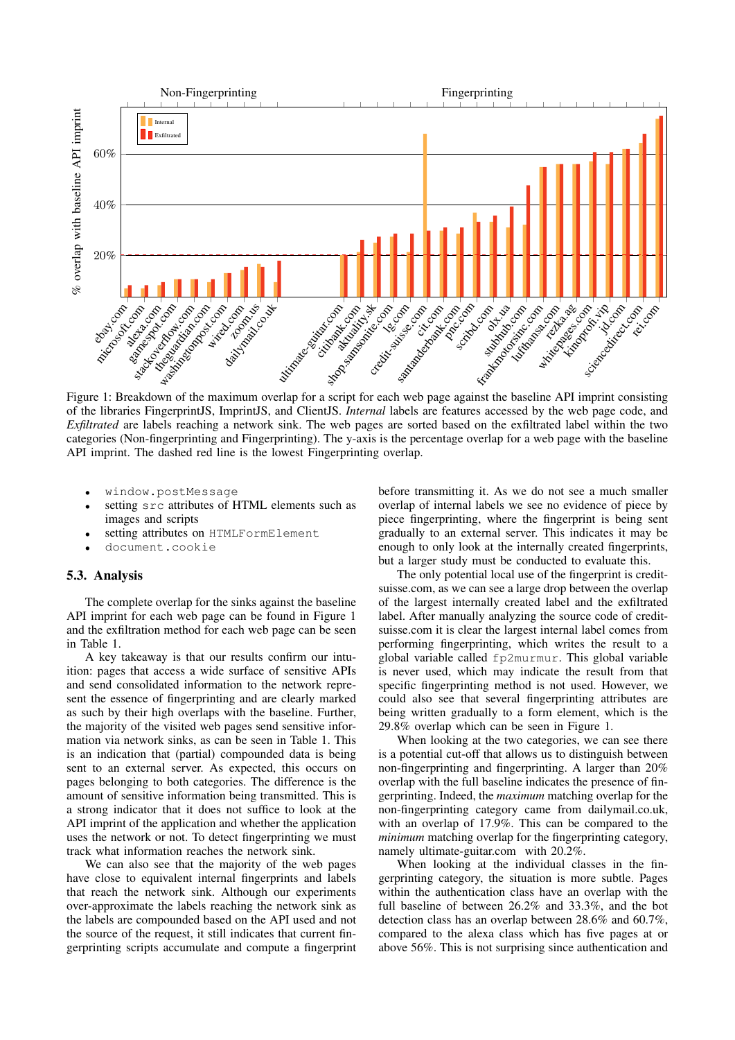Figure 1: Breakdown of the maximum overlap for a script for each web page against the baseline API imprint consisting of the libraries FingerprintJS, ImprintJS, and ClientJS. *Internal* labels are features accessed by the web page code, and *Exfiltrated* are labels reaching a network sink. The web pages are sorted based on the exfiltrated label within the two categories (Non-fingerprinting and Fingerprinting). The y-axis is the percentage overlap for a web page with the baseline API imprint. The dashed red line is the lowest Fingerprinting overlap.

- `window.postMessage`
- setting `src` attributes of HTML elements such as images and scripts
- setting attributes on `HTMLFormElement`
- `document.cookie`

### 5.3. Analysis

The complete overlap for the sinks against the baseline API imprint for each web page can be found in Figure 1 and the exfiltration method for each web page can be seen in Table 1.

A key takeaway is that our results confirm our intuition: pages that access a wide surface of sensitive APIs and send consolidated information to the network represent the essence of fingerprinting and are clearly marked as such by their high overlaps with the baseline. Further, the majority of the visited web pages send sensitive information via network sinks, as can be seen in Table 1. This is an indication that (partial) compounded data is being sent to an external server. As expected, this occurs on pages belonging to both categories. The difference is the amount of sensitive information being transmitted. This is a strong indicator that it does not suffice to look at the API imprint of the application and whether the application uses the network or not. To detect fingerprinting we must track what information reaches the network sink.

We can also see that the majority of the web pages have close to equivalent internal fingerprints and labels that reach the network sink. Although our experiments over-approximate the labels reaching the network sink as the labels are compounded based on the API used and not the source of the request, it still indicates that current fingerprinting scripts accumulate and compute a fingerprint before transmitting it. As we do not see a much smaller overlap of internal labels we see no evidence of piece by piece fingerprinting, where the fingerprint is being sent gradually to an external server. This indicates it may be enough to only look at the internally created fingerprints, but a larger study must be conducted to evaluate this.

The only potential local use of the fingerprint is credit-suisse.com, as we can see a large drop between the overlap of the largest internally created label and the exfiltrated label. After manually analyzing the source code of credit-suisse.com it is clear the largest internal label comes from performing fingerprinting, which writes the result to a global variable called `fp2murmur`. This global variable is never used, which may indicate the result from that specific fingerprinting method is not used. However, we could also see that several fingerprinting attributes are being written gradually to a form element, which is the 29.8% overlap which can be seen in Figure 1.

When looking at the two categories, we can see there is a potential cut-off that allows us to distinguish between non-fingerprinting and fingerprinting. A larger than 20% overlap with the full baseline indicates the presence of fingerprinting. Indeed, the *maximum* matching overlap for the non-fingerprinting category came from dailymail.co.uk, with an overlap of 17.9%. This can be compared to the *minimum* matching overlap for the fingerprinting category, namely ultimate-guitar.com with 20.2%.

When looking at the individual classes in the fingerprinting category, the situation is more subtle. Pages within the authentication class have an overlap with the full baseline of between 26.2% and 33.3%, and the bot detection class has an overlap between 28.6% and 60.7%, compared to the alexa class which has five pages at or above 56%. This is not surprising since authentication and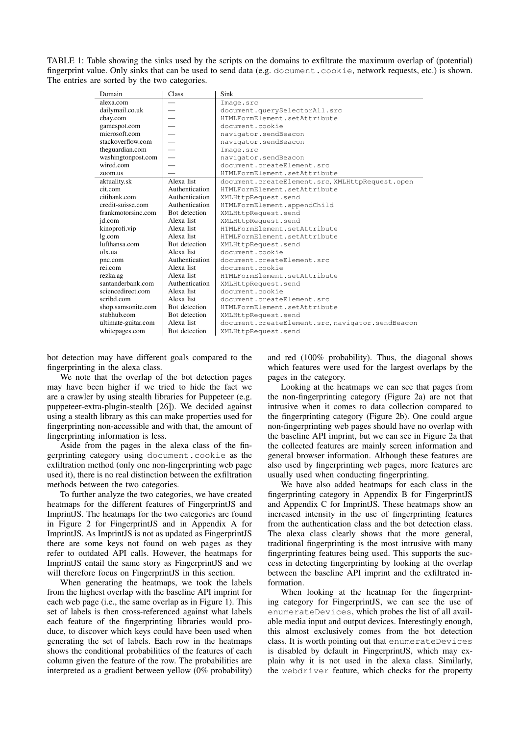TABLE 1: Table showing the sinks used by the scripts on the domains to exfiltrate the maximum overlap of (potential) fingerprint value. Only sinks that can be used to send data (e.g. `document.cookie`, network requests, etc.) is shown. The entries are sorted by the two categories.

| Domain | Class | Sink |
|---|---|---|
| alexa.com | — | `Image.src` |
| dailymail.co.uk | — | `document.querySelectorAll.src` |
| ebay.com | — | `HTMLFormElement.setAttribute` |
| gamespot.com | — | `document.cookie` |
| microsoft.com | — | `navigator.sendBeacon` |
| stackoverflow.com | — | `navigator.sendBeacon` |
| theguardian.com | — | `Image.src` |
| washingtonpost.com | — | `navigator.sendBeacon` |
| wired.com | — | `document.createElement.src` |
| zoom.us | — | `HTMLFormElement.setAttribute` |
| aktuality.sk | Alexa list | `document.createElement.src`, `XMLHttpRequest.open` |
| cit.com | Authentication | `HTMLFormElement.setAttribute` |
| citibank.com | Authentication | `XMLHttpRequest.send` |
| credit-suisse.com | Authentication | `HTMLFormElement.appendChild` |
| frankmotorsinc.com | Bot detection | `XMLHttpRequest.send` |
| jd.com | Alexa list | `XMLHttpRequest.send` |
| kinoprofi.vip | Alexa list | `HTMLFormElement.setAttribute` |
| lg.com | Alexa list | `HTMLFormElement.setAttribute` |
| lufthansa.com | Bot detection | `XMLHttpRequest.send` |
| olx.ua | Alexa list | `document.cookie` |
| pnc.com | Authentication | `document.createElement.src` |
| rei.com | Alexa list | `document.cookie` |
| rezka.ag | Alexa list | `HTMLFormElement.setAttribute` |
| santanderbank.com | Authentication | `XMLHttpRequest.send` |
| sciencedirect.com | Alexa list | `document.cookie` |
| scribd.com | Alexa list | `document.createElement.src` |
| shop.samsonite.com | Bot detection | `HTMLFormElement.setAttribute` |
| stubhub.com | Bot detection | `XMLHttpRequest.send` |
| ultimate-guitar.com | Alexa list | `document.createElement.src`, `navigator.sendBeacon` |
| whitepages.com | Bot detection | `XMLHttpRequest.send` |

bot detection may have different goals compared to the fingerprinting in the alexa class.

We note that the overlap of the bot detection pages may have been higher if we tried to hide the fact we are a crawler by using stealth libraries for Puppeteer (e.g. puppeteer-extra-plugin-stealth [26]). We decided against using a stealth library as this can make properties used for fingerprinting non-accessible and with that, the amount of fingerprinting information is less.

Aside from the pages in the alexa class of the fingerprinting category using `document.cookie` as the exfiltration method (only one non-fingerprinting web page used it), there is no real distinction between the exfiltration methods between the two categories.

To further analyze the two categories, we have created heatmaps for the different features of FingerprintJS and ImprintJS. The heatmaps for the two categories are found in Figure 2 for FingerprintJS and in Appendix A for ImprintJS. As ImprintJS is not as updated as FingerprintJS there are some keys not found on web pages as they refer to outdated API calls. However, the heatmaps for ImprintJS entail the same story as FingerprintJS and we will therefore focus on FingerprintJS in this section.

When generating the heatmaps, we took the labels from the highest overlap with the baseline API imprint for each web page (i.e., the same overlap as in Figure 1). This set of labels is then cross-referenced against what labels each feature of the fingerprinting libraries would produce, to discover which keys could have been used when generating the set of labels. Each row in the heatmaps shows the conditional probabilities of the features of each column given the feature of the row. The probabilities are interpreted as a gradient between yellow (0% probability) and red (100% probability). Thus, the diagonal shows which features were used for the largest overlaps by the pages in the category.

Looking at the heatmaps we can see that pages from the non-fingerprinting category (Figure 2a) are not that intrusive when it comes to data collection compared to the fingerprinting category (Figure 2b). One could argue non-fingerprinting web pages should have no overlap with the baseline API imprint, but we can see in Figure 2a that the collected features are mainly screen information and general browser information. Although these features are also used by fingerprinting web pages, more features are usually used when conducting fingerprinting.

We have also added heatmaps for each class in the fingerprinting category in Appendix B for FingerprintJS and Appendix C for ImprintJS. These heatmaps show an increased intensity in the use of fingerprinting features from the authentication class and the bot detection class. The alexa class clearly shows that the more general, traditional fingerprinting is the most intrusive with many fingerprinting features being used. This supports the success in detecting fingerprinting by looking at the overlap between the baseline API imprint and the exfiltrated information.

When looking at the heatmap for the fingerprinting category for FingerprintJS, we can see the use of `enumerateDevices`, which probes the list of all available media input and output devices. Interestingly enough, this almost exclusively comes from the bot detection class. It is worth pointing out that `enumerateDevices` is disabled by default in FingerprintJS, which may explain why it is not used in the alexa class. Similarly, the `webdriver` feature, which checks for the property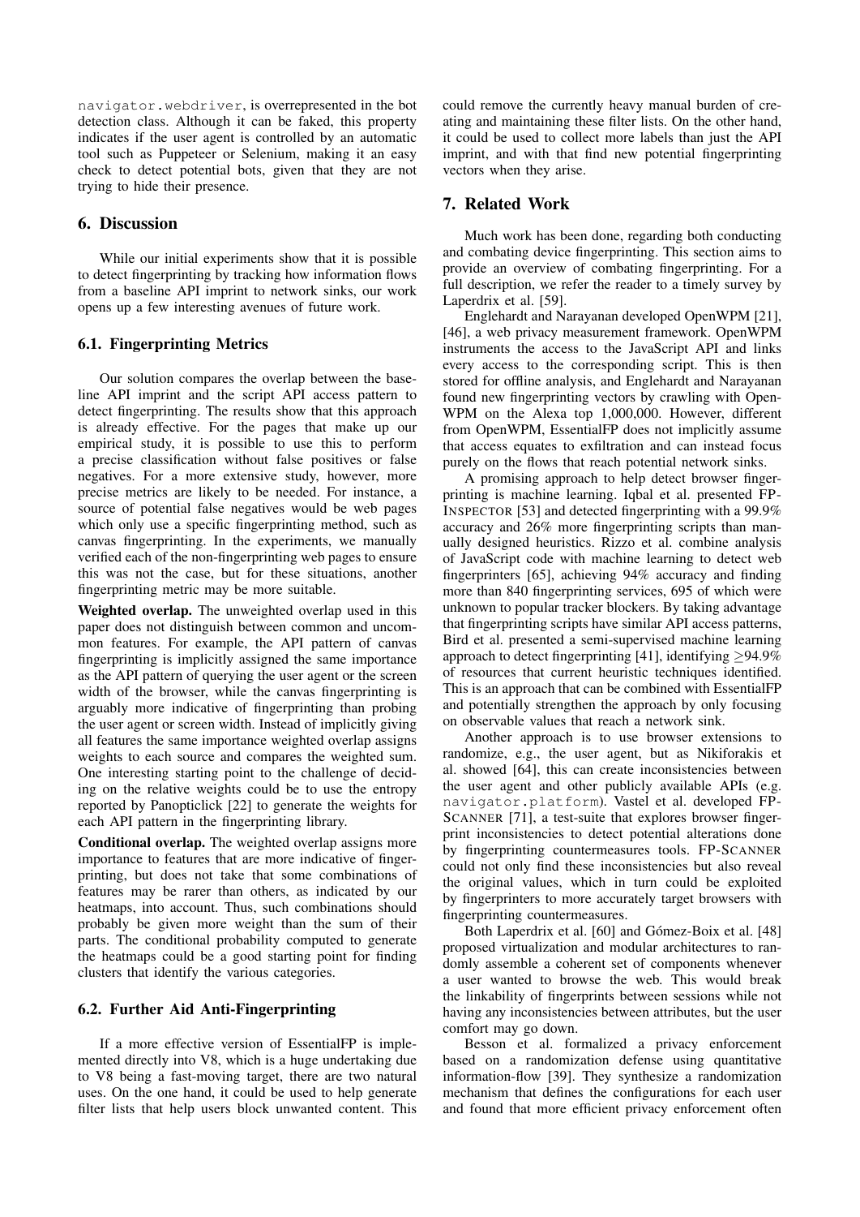navigator.webdriver, is overrepresented in the bot detection class. Although it can be faked, this property indicates if the user agent is controlled by an automatic tool such as Puppeteer or Selenium, making it an easy check to detect potential bots, given that they are not trying to hide their presence.

## 6. Discussion

While our initial experiments show that it is possible to detect fingerprinting by tracking how information flows from a baseline API imprint to network sinks, our work opens up a few interesting avenues of future work.

### 6.1. Fingerprinting Metrics

Our solution compares the overlap between the baseline API imprint and the script API access pattern to detect fingerprinting. The results show that this approach is already effective. For the pages that make up our empirical study, it is possible to use this to perform a precise classification without false positives or false negatives. For a more extensive study, however, more precise metrics are likely to be needed. For instance, a source of potential false negatives would be web pages which only use a specific fingerprinting method, such as canvas fingerprinting. In the experiments, we manually verified each of the non-fingerprinting web pages to ensure this was not the case, but for these situations, another fingerprinting metric may be more suitable.

**Weighted overlap.** The unweighted overlap used in this paper does not distinguish between common and uncommon features. For example, the API pattern of canvas fingerprinting is implicitly assigned the same importance as the API pattern of querying the user agent or the screen width of the browser, while the canvas fingerprinting is arguably more indicative of fingerprinting than probing the user agent or screen width. Instead of implicitly giving all features the same importance weighted overlap assigns weights to each source and compares the weighted sum. One interesting starting point to the challenge of deciding on the relative weights could be to use the entropy reported by Panopticlick [22] to generate the weights for each API pattern in the fingerprinting library.

**Conditional overlap.** The weighted overlap assigns more importance to features that are more indicative of fingerprinting, but does not take that some combinations of features may be rarer than others, as indicated by our heatmaps, into account. Thus, such combinations should probably be given more weight than the sum of their parts. The conditional probability computed to generate the heatmaps could be a good starting point for finding clusters that identify the various categories.

### 6.2. Further Aid Anti-Fingerprinting

If a more effective version of EssentialFP is implemented directly into V8, which is a huge undertaking due to V8 being a fast-moving target, there are two natural uses. On the one hand, it could be used to help generate filter lists that help users block unwanted content. This could remove the currently heavy manual burden of creating and maintaining these filter lists. On the other hand, it could be used to collect more labels than just the API imprint, and with that find new potential fingerprinting vectors when they arise.

## 7. Related Work

Much work has been done, regarding both conducting and combating device fingerprinting. This section aims to provide an overview of combating fingerprinting. For a full description, we refer the reader to a timely survey by Laperdrix et al. [59].

Englehardt and Narayanan developed OpenWPM [21], [46], a web privacy measurement framework. OpenWPM instruments the access to the JavaScript API and links every access to the corresponding script. This is then stored for offline analysis, and Englehardt and Narayanan found new fingerprinting vectors by crawling with OpenWPM on the Alexa top 1,000,000. However, different from OpenWPM, EssentialFP does not implicitly assume that access equates to exfiltration and can instead focus purely on the flows that reach potential network sinks.

A promising approach to help detect browser fingerprinting is machine learning. Iqbal et al. presented FP-INSPECTOR [53] and detected fingerprinting with a 99.9% accuracy and 26% more fingerprinting scripts than manually designed heuristics. Rizzo et al. combine analysis of JavaScript code with machine learning to detect web fingerprinters [65], achieving 94% accuracy and finding more than 840 fingerprinting services, 695 of which were unknown to popular tracker blockers. By taking advantage that fingerprinting scripts have similar API access patterns, Bird et al. presented a semi-supervised machine learning approach to detect fingerprinting [41], identifying $\geq$94.9% of resources that current heuristic techniques identified. This is an approach that can be combined with EssentialFP and potentially strengthen the approach by only focusing on observable values that reach a network sink.

Another approach is to use browser extensions to randomize, e.g., the user agent, but as Nikiforakis et al. showed [64], this can create inconsistencies between the user agent and other publicly available APIs (e.g. navigator.platform). Vastel et al. developed FP-SCANNER [71], a test-suite that explores browser fingerprint inconsistencies to detect potential alterations done by fingerprinting countermeasures tools. FP-SCANNER could not only find these inconsistencies but also reveal the original values, which in turn could be exploited by fingerprinters to more accurately target browsers with fingerprinting countermeasures.

Both Laperdrix et al. [60] and Gómez-Boix et al. [48] proposed virtualization and modular architectures to randomly assemble a coherent set of components whenever a user wanted to browse the web. This would break the linkability of fingerprints between sessions while not having any inconsistencies between attributes, but the user comfort may go down.

Besson et al. formalized a privacy enforcement based on a randomization defense using quantitative information-flow [39]. They synthesize a randomization mechanism that defines the configurations for each user and found that more efficient privacy enforcement often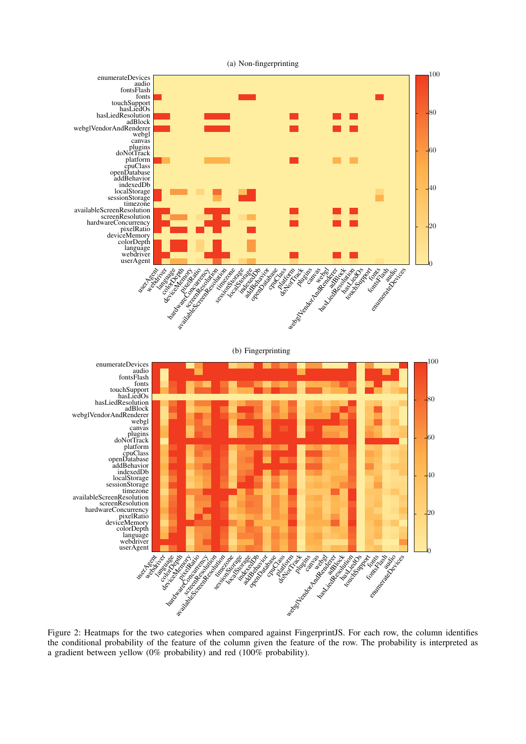(a) Non-fingerprinting

(b) Fingerprinting

Figure 2: Heatmaps for the two categories when compared against FingerprintJS. For each row, the column identifies the conditional probability of the feature of the column given the feature of the row. The probability is interpreted as a gradient between yellow (0% probability) and red (100% probability).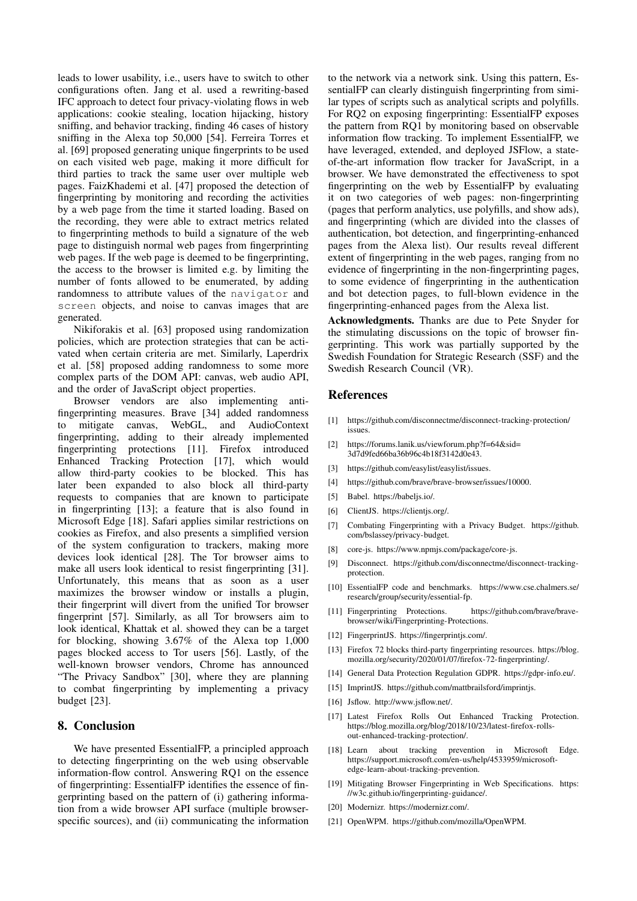leads to lower usability, i.e., users have to switch to other configurations often. Jang et al. used a rewriting-based IFC approach to detect four privacy-violating flows in web applications: cookie stealing, location hijacking, history sniffing, and behavior tracking, finding 46 cases of history sniffing in the Alexa top 50,000 [54]. Ferreira Torres et al. [69] proposed generating unique fingerprints to be used on each visited web page, making it more difficult for third parties to track the same user over multiple web pages. FaizKhademi et al. [47] proposed the detection of fingerprinting by monitoring and recording the activities by a web page from the time it started loading. Based on the recording, they were able to extract metrics related to fingerprinting methods to build a signature of the web page to distinguish normal web pages from fingerprinting web pages. If the web page is deemed to be fingerprinting, the access to the browser is limited e.g. by limiting the number of fonts allowed to be enumerated, by adding randomness to attribute values of the `navigator` and `screen` objects, and noise to canvas images that are generated.

Nikiforakis et al. [63] proposed using randomization policies, which are protection strategies that can be activated when certain criteria are met. Similarly, Laperdrix et al. [58] proposed adding randomness to some more complex parts of the DOM API: canvas, web audio API, and the order of JavaScript object properties.

Browser vendors are also implementing anti-fingerprinting measures. Brave [34] added randomness to mitigate canvas, WebGL, and AudioContext fingerprinting, adding to their already implemented fingerprinting protections [11]. Firefox introduced Enhanced Tracking Protection [17], which would allow third-party cookies to be blocked. This has later been expanded to also block all third-party requests to companies that are known to participate in fingerprinting [13]; a feature that is also found in Microsoft Edge [18]. Safari applies similar restrictions on cookies as Firefox, and also presents a simplified version of the system configuration to trackers, making more devices look identical [28]. The Tor browser aims to make all users look identical to resist fingerprinting [31]. Unfortunately, this means that as soon as a user maximizes the browser window or installs a plugin, their fingerprint will divert from the unified Tor browser fingerprint [57]. Similarly, as all Tor browsers aim to look identical, Khattak et al. showed they can be a target for blocking, showing 3.67% of the Alexa top 1,000 pages blocked access to Tor users [56]. Lastly, of the well-known browser vendors, Chrome has announced "The Privacy Sandbox" [30], where they are planning to combat fingerprinting by implementing a privacy budget [23].

## 8. Conclusion

We have presented EssentialFP, a principled approach to detecting fingerprinting on the web using observable information-flow control. Answering RQ1 on the essence of fingerprinting: EssentialFP identifies the essence of fingerprinting based on the pattern of (i) gathering information from a wide browser API surface (multiple browser-specific sources), and (ii) communicating the information to the network via a network sink. Using this pattern, EssentialFP can clearly distinguish fingerprinting from similar types of scripts such as analytical scripts and polyfills. For RQ2 on exposing fingerprinting: EssentialFP exposes the pattern from RQ1 by monitoring based on observable information flow tracking. To implement EssentialFP, we have leveraged, extended, and deployed JSFlow, a state-of-the-art information flow tracker for JavaScript, in a browser. We have demonstrated the effectiveness to spot fingerprinting on the web by EssentialFP by evaluating it on two categories of web pages: non-fingerprinting (pages that perform analytics, use polyfills, and show ads), and fingerprinting (which are divided into the classes of authentication, bot detection, and fingerprinting-enhanced pages from the Alexa list). Our results reveal different extent of fingerprinting in the web pages, ranging from no evidence of fingerprinting in the non-fingerprinting pages, to some evidence of fingerprinting in the authentication and bot detection pages, to full-blown evidence in the fingerprinting-enhanced pages from the Alexa list.

**Acknowledgments.** Thanks are due to Pete Snyder for the stimulating discussions on the topic of browser fingerprinting. This work was partially supported by the Swedish Foundation for Strategic Research (SSF) and the Swedish Research Council (VR).

## References

[1] https://github.com/disconnectme/disconnect-tracking-protection/issues.

[2] https://forums.lanik.us/viewforum.php?f=64&sid=3d7d9fed66ba36b96c4b18f3142d0e43.

[3] https://github.com/easylist/easylist/issues.

[4] https://github.com/brave/brave-browser/issues/10000.

[5] Babel. https://babeljs.io/.

[6] ClientJS. https://clientjs.org/.

[7] Combating Fingerprinting with a Privacy Budget. https://github.com/bslassey/privacy-budget.

[8] core-js. https://www.npmjs.com/package/core-js.

[9] Disconnect. https://github.com/disconnectme/disconnect-tracking-protection.

[10] EssentialFP code and benchmarks. https://www.cse.chalmers.se/research/group/security/essential-fp.

[11] Fingerprinting Protections. https://github.com/brave/brave-browser/wiki/Fingerprinting-Protections.

[12] FingerprintJS. https://fingerprintjs.com/.

[13] Firefox 72 blocks third-party fingerprinting resources. https://blog.mozilla.org/security/2020/01/07/firefox-72-fingerprinting/.

[14] General Data Protection Regulation GDPR. https://gdpr-info.eu/.

[15] ImprintJS. https://github.com/mattbrailsford/imprintjs.

[16] Jsflow. http://www.jsflow.net/.

[17] Latest Firefox Rolls Out Enhanced Tracking Protection. https://blog.mozilla.org/blog/2018/10/23/latest-firefox-rolls-out-enhanced-tracking-protection/.

[18] Learn about tracking prevention in Microsoft Edge. https://support.microsoft.com/en-us/help/4533959/microsoft-edge-learn-about-tracking-prevention.

[19] Mitigating Browser Fingerprinting in Web Specifications. https://w3c.github.io/fingerprinting-guidance/.

[20] Modernizr. https://modernizr.com/.

[21] OpenWPM. https://github.com/mozilla/OpenWPM.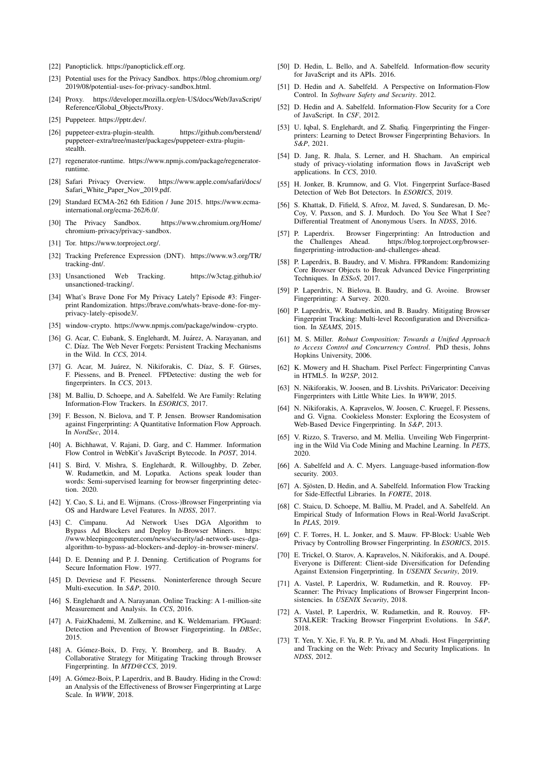[22] Panopticlick. https://panopticlick.eff.org.

[23] Potential uses for the Privacy Sandbox. https://blog.chromium.org/2019/08/potential-uses-for-privacy-sandbox.html.

[24] Proxy. https://developer.mozilla.org/en-US/docs/Web/JavaScript/Reference/Global_Objects/Proxy.

[25] Puppeteer. https://pptr.dev/.

[26] puppeteer-extra-plugin-stealth. https://github.com/berstend/puppeteer-extra/tree/master/packages/puppeteer-extra-plugin-stealth.

[27] regenerator-runtime. https://www.npmjs.com/package/regenerator-runtime.

[28] Safari Privacy Overview. https://www.apple.com/safari/docs/Safari_White_Paper_Nov_2019.pdf.

[29] Standard ECMA-262 6th Edition / June 2015. https://www.ecma-international.org/ecma-262/6.0/.

[30] The Privacy Sandbox. https://www.chromium.org/Home/chromium-privacy/privacy-sandbox.

[31] Tor. https://www.torproject.org/.

[32] Tracking Preference Expression (DNT). https://www.w3.org/TR/tracking-dnt/.

[33] Unsanctioned Web Tracking. https://w3ctag.github.io/unsanctioned-tracking/.

[34] What's Brave Done For My Privacy Lately? Episode #3: Fingerprint Randomization. https://brave.com/whats-brave-done-for-my-privacy-lately-episode3/.

[35] window-crypto. https://www.npmjs.com/package/window-crypto.

[36] G. Acar, C. Eubank, S. Englehardt, M. Juárez, A. Narayanan, and C. Díaz. The Web Never Forgets: Persistent Tracking Mechanisms in the Wild. In *CCS*, 2014.

[37] G. Acar, M. Juárez, N. Nikiforakis, C. Díaz, S. F. Gürses, F. Piessens, and B. Preneel. FPDetective: dusting the web for fingerprinters. In *CCS*, 2013.

[38] M. Balliu, D. Schoepe, and A. Sabelfeld. We Are Family: Relating Information-Flow Trackers. In *ESORICS*, 2017.

[39] F. Besson, N. Bielova, and T. P. Jensen. Browser Randomisation against Fingerprinting: A Quantitative Information Flow Approach. In *NordSec*, 2014.

[40] A. Bichhawat, V. Rajani, D. Garg, and C. Hammer. Information Flow Control in WebKit's JavaScript Bytecode. In *POST*, 2014.

[41] S. Bird, V. Mishra, S. Englehardt, R. Willoughby, D. Zeber, W. Rudametkin, and M. Lopatka. Actions speak louder than words: Semi-supervised learning for browser fingerprinting detection. 2020.

[42] Y. Cao, S. Li, and E. Wijmans. (Cross-)Browser Fingerprinting via OS and Hardware Level Features. In *NDSS*, 2017.

[43] C. Cimpanu. Ad Network Uses DGA Algorithm to Bypass Ad Blockers and Deploy In-Browser Miners. https://www.bleepingcomputer.com/news/security/ad-network-uses-dga-algorithm-to-bypass-ad-blockers-and-deploy-in-browser-miners/.

[44] D. E. Denning and P. J. Denning. Certification of Programs for Secure Information Flow. 1977.

[45] D. Devriese and F. Piessens. Noninterference through Secure Multi-execution. In *S&P*, 2010.

[46] S. Englehardt and A. Narayanan. Online Tracking: A 1-million-site Measurement and Analysis. In *CCS*, 2016.

[47] A. FaizKhademi, M. Zulkernine, and K. Weldemariam. FPGuard: Detection and Prevention of Browser Fingerprinting. In *DBSec*, 2015.

[48] A. Gómez-Boix, D. Frey, Y. Bromberg, and B. Baudry. A Collaborative Strategy for Mitigating Tracking through Browser Fingerprinting. In *MTD@CCS*, 2019.

[49] A. Gómez-Boix, P. Laperdrix, and B. Baudry. Hiding in the Crowd: an Analysis of the Effectiveness of Browser Fingerprinting at Large Scale. In *WWW*, 2018.

[50] D. Hedin, L. Bello, and A. Sabelfeld. Information-flow security for JavaScript and its APIs. 2016.

[51] D. Hedin and A. Sabelfeld. A Perspective on Information-Flow Control. In *Software Safety and Security*. 2012.

[52] D. Hedin and A. Sabelfeld. Information-Flow Security for a Core of JavaScript. In *CSF*, 2012.

[53] U. Iqbal, S. Englehardt, and Z. Shafiq. Fingerprinting the Fingerprinters: Learning to Detect Browser Fingerprinting Behaviors. In *S&P*, 2021.

[54] D. Jang, R. Jhala, S. Lerner, and H. Shacham. An empirical study of privacy-violating information flows in JavaScript web applications. In *CCS*, 2010.

[55] H. Jonker, B. Krumnow, and G. Vlot. Fingerprint Surface-Based Detection of Web Bot Detectors. In *ESORICS*, 2019.

[56] S. Khattak, D. Fifield, S. Afroz, M. Javed, S. Sundaresan, D. McCoy, V. Paxson, and S. J. Murdoch. Do You See What I See? Differential Treatment of Anonymous Users. In *NDSS*, 2016.

[57] P. Laperdrix. Browser Fingerprinting: An Introduction and the Challenges Ahead. https://blog.torproject.org/browser-fingerprinting-introduction-and-challenges-ahead.

[58] P. Laperdrix, B. Baudry, and V. Mishra. FPRandom: Randomizing Core Browser Objects to Break Advanced Device Fingerprinting Techniques. In *ESSoS*, 2017.

[59] P. Laperdrix, N. Bielova, B. Baudry, and G. Avoine. Browser Fingerprinting: A Survey. 2020.

[60] P. Laperdrix, W. Rudametkin, and B. Baudry. Mitigating Browser Fingerprint Tracking: Multi-level Reconfiguration and Diversification. In *SEAMS*, 2015.

[61] M. S. Miller. *Robust Composition: Towards a Unified Approach to Access Control and Concurrency Control*. PhD thesis, Johns Hopkins University, 2006.

[62] K. Mowery and H. Shacham. Pixel Perfect: Fingerprinting Canvas in HTML5. In *W2SP*, 2012.

[63] N. Nikiforakis, W. Joosen, and B. Livshits. PriVaricator: Deceiving Fingerprinters with Little White Lies. In *WWW*, 2015.

[64] N. Nikiforakis, A. Kapravelos, W. Joosen, C. Kruegel, F. Piessens, and G. Vigna. Cookieless Monster: Exploring the Ecosystem of Web-Based Device Fingerprinting. In *S&P*, 2013.

[65] V. Rizzo, S. Traverso, and M. Mellia. Unveiling Web Fingerprinting in the Wild Via Code Mining and Machine Learning. In *PETS*, 2020.

[66] A. Sabelfeld and A. C. Myers. Language-based information-flow security. 2003.

[67] A. Sjösten, D. Hedin, and A. Sabelfeld. Information Flow Tracking for Side-Effectful Libraries. In *FORTE*, 2018.

[68] C. Staicu, D. Schoepe, M. Balliu, M. Pradel, and A. Sabelfeld. An Empirical Study of Information Flows in Real-World JavaScript. In *PLAS*, 2019.

[69] C. F. Torres, H. L. Jonker, and S. Mauw. FP-Block: Usable Web Privacy by Controlling Browser Fingerprinting. In *ESORICS*, 2015.

[70] E. Trickel, O. Starov, A. Kapravelos, N. Nikiforakis, and A. Doupé. Everyone is Different: Client-side Diversification for Defending Against Extension Fingerprinting. In *USENIX Security*, 2019.

[71] A. Vastel, P. Laperdrix, W. Rudametkin, and R. Rouvoy. FP-Scanner: The Privacy Implications of Browser Fingerprint Inconsistencies. In *USENIX Security*, 2018.

[72] A. Vastel, P. Laperdrix, W. Rudametkin, and R. Rouvoy. FP-STALKER: Tracking Browser Fingerprint Evolutions. In *S&P*, 2018.

[73] T. Yen, Y. Xie, F. Yu, R. P. Yu, and M. Abadi. Host Fingerprinting and Tracking on the Web: Privacy and Security Implications. In *NDSS*, 2012.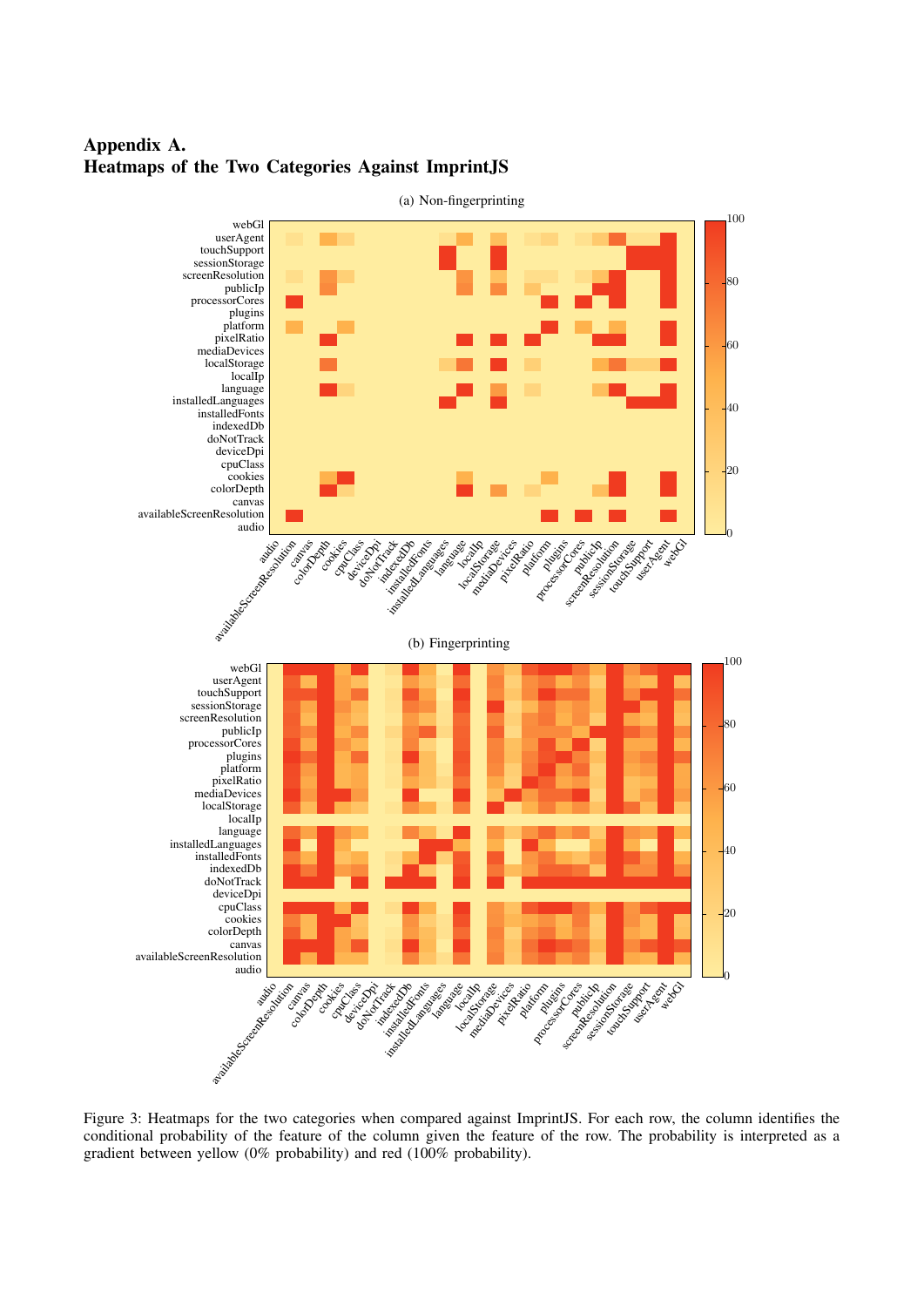# Appendix A.
# Heatmaps of the Two Categories Against ImprintJS

Figure 3: Heatmaps for the two categories when compared against ImprintJS. For each row, the column identifies the conditional probability of the feature of the column given the feature of the row. The probability is interpreted as a gradient between yellow (0% probability) and red (100% probability).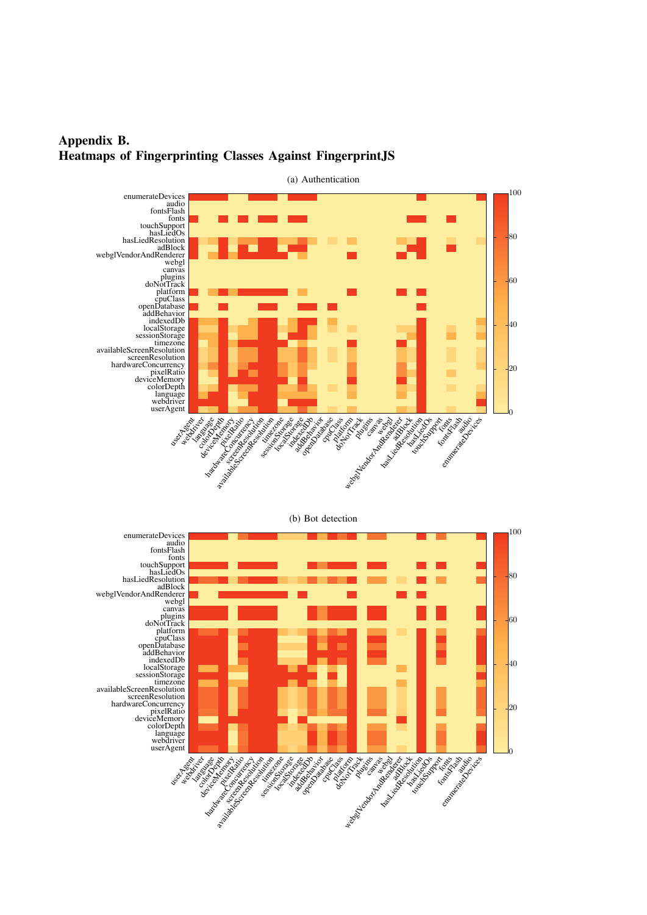# Appendix B.
# Heatmaps of Fingerprinting Classes Against FingerprintJS

(a) Authentication

(b) Bot detection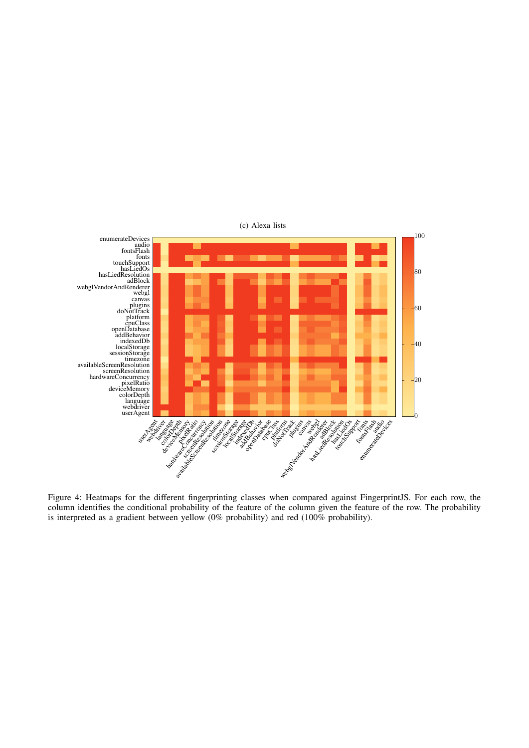(c) Alexa lists

Figure 4: Heatmaps for the different fingerprinting classes when compared against FingerprintJS. For each row, the column identifies the conditional probability of the feature of the column given the feature of the row. The probability is interpreted as a gradient between yellow (0% probability) and red (100% probability).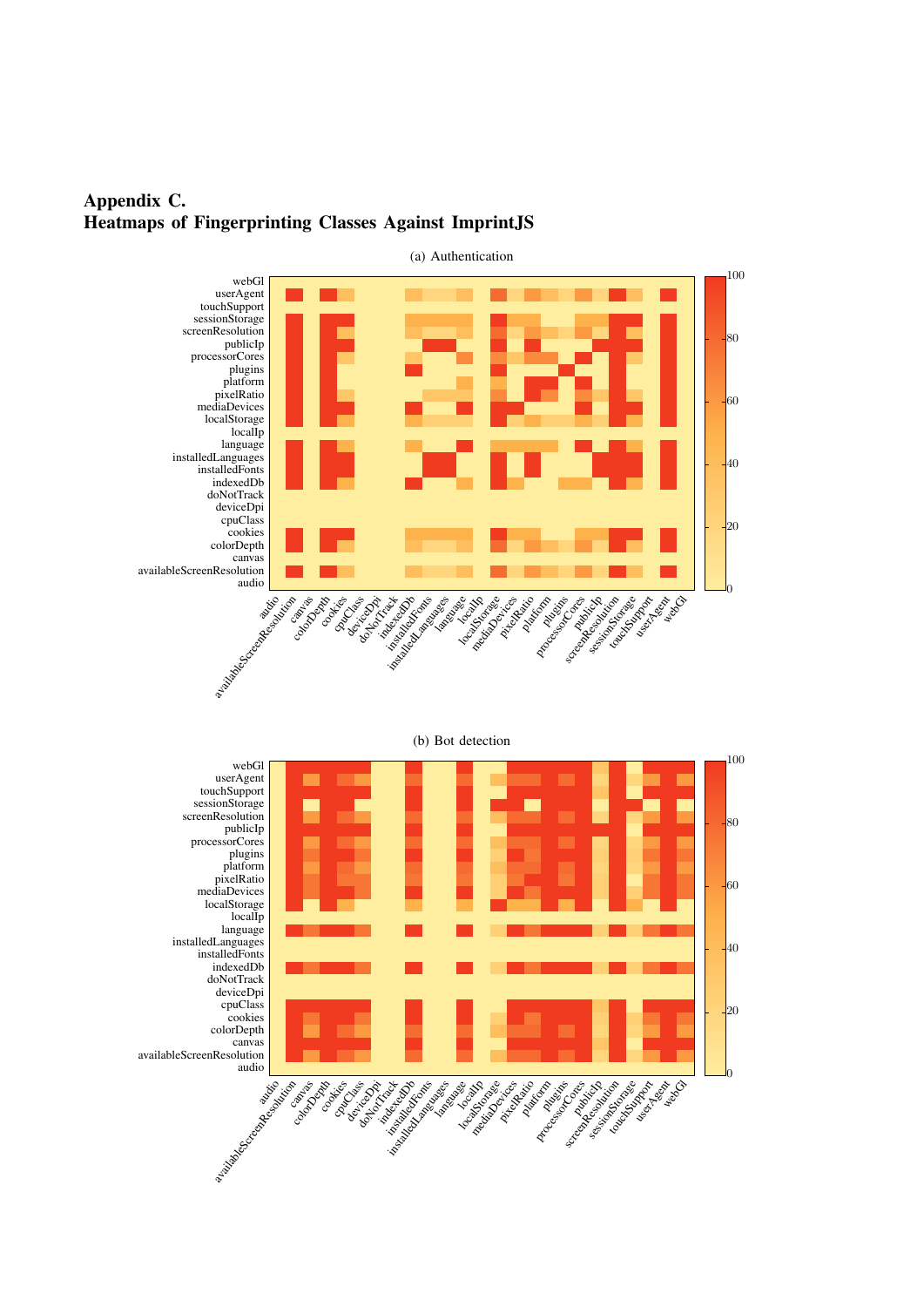# Appendix C.
# Heatmaps of Fingerprinting Classes Against ImprintJS

(a) Authentication

(b) Bot detection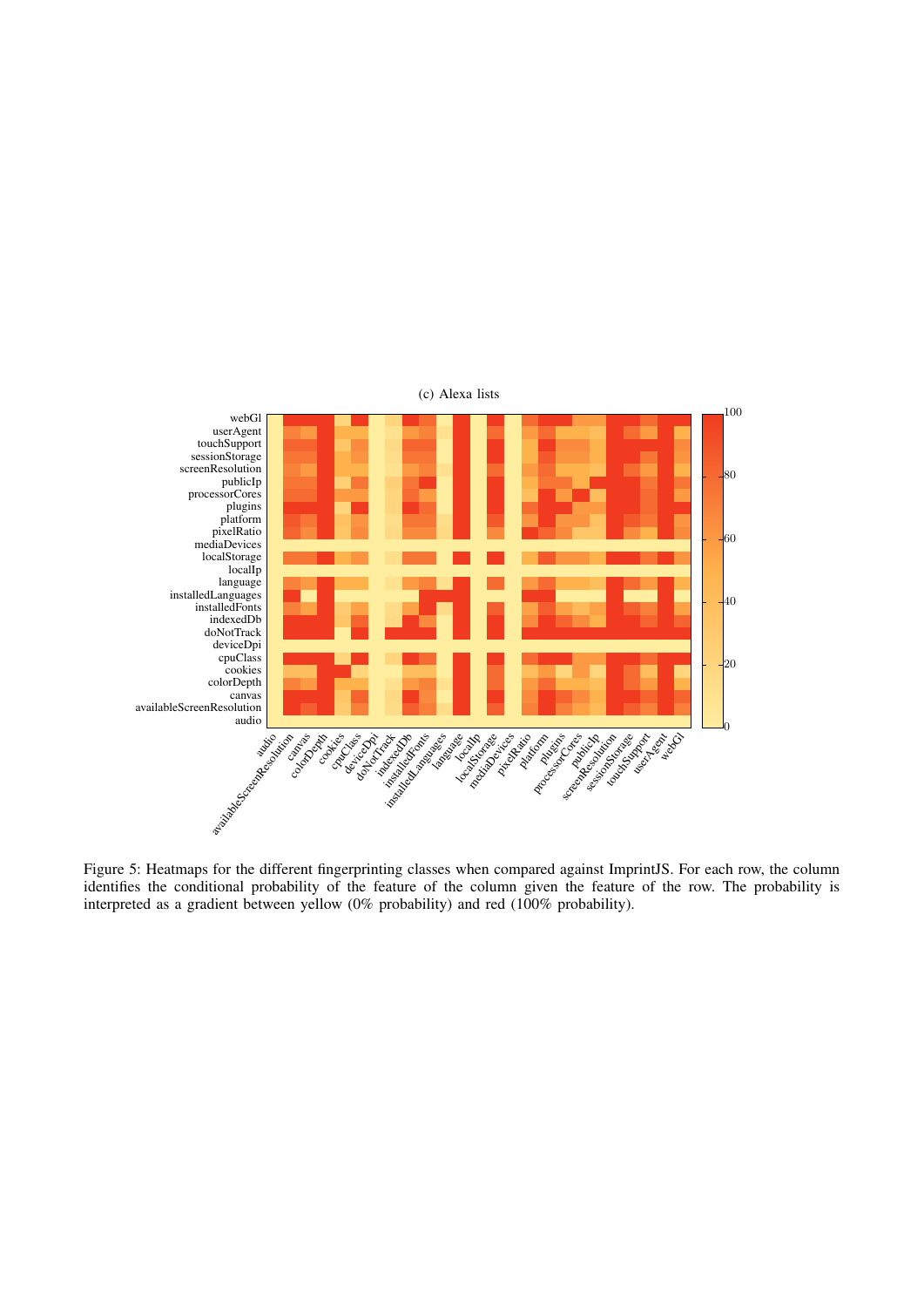(c) Alexa lists

webGl
userAgent
touchSupport
sessionStorage
screenResolution
publicIp
processorCores
plugins
platform
pixelRatio
mediaDevices
localStorage
localIp
language
installedLanguages
installedFonts
indexedDb
doNotTrack
deviceDpi
cpuClass
cookies
colorDepth
canvas
availableScreenResolution
audio

audio
availableScreenResolution
canvas
colorDepth
cookies
cpuClass
deviceDpi
doNotTrack
indexedDb
installedFonts
installedLanguages
language
localIp
localStorage
mediaDevices
pixelRatio
platform
plugins
processorCores
publicIp
screenResolution
sessionStorage
touchSupport
userAgent
webGl

100
80
60
40
20
0

Figure 5: Heatmaps for the different fingerprinting classes when compared against ImprintJS. For each row, the column identifies the conditional probability of the feature of the column given the feature of the row. The probability is interpreted as a gradient between yellow (0% probability) and red (100% probability).